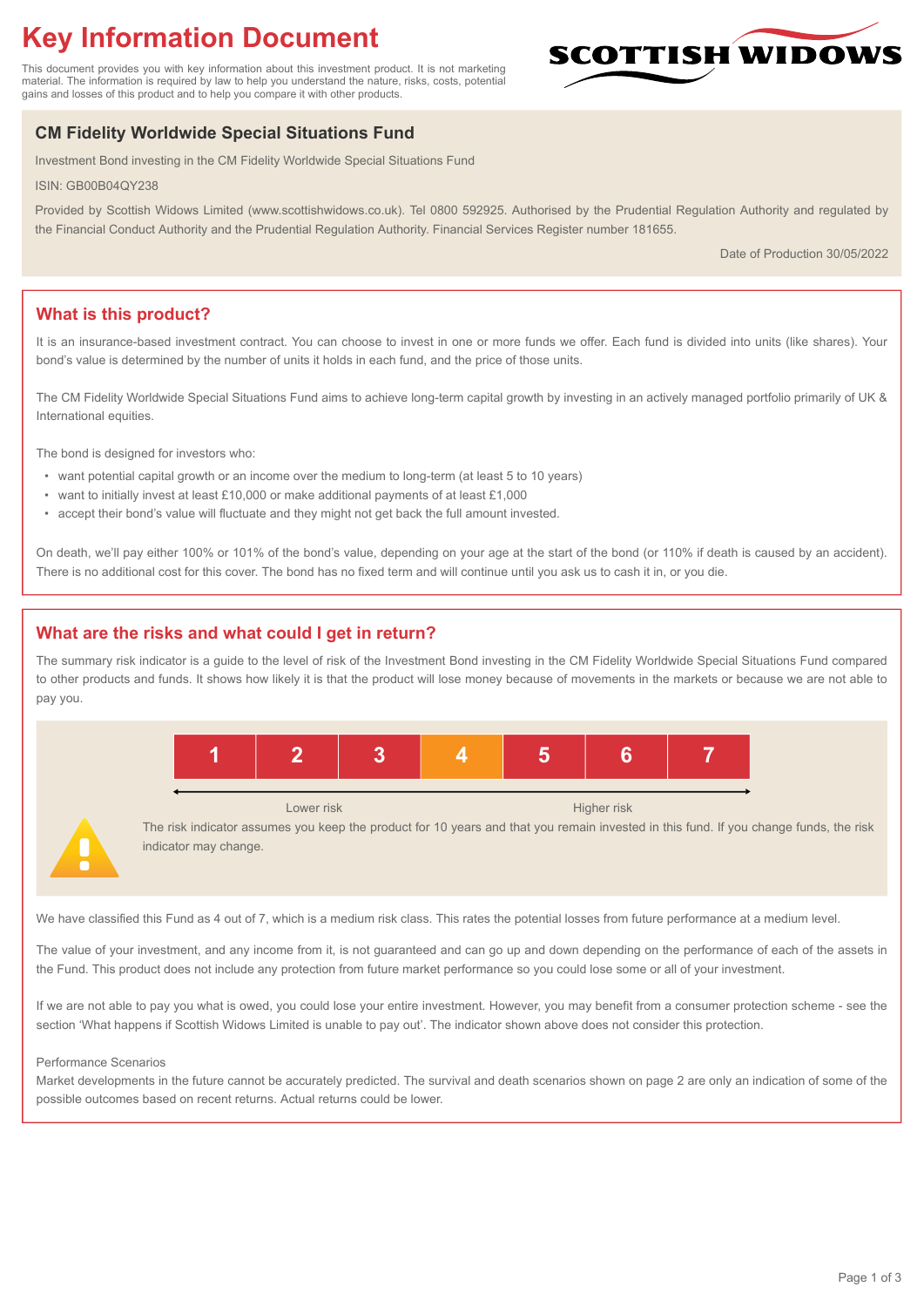# Key Information Document

This document provides you with key information about this investment product. It is not marketing material. The information is required by law to help you understand the nature, risks, costs, potential gains and losses of this product and to help you compare it with other products.

SCOTTISH WIDOWS

## CM Fidelity Worldwide Special Situations Fund

Investment Bond investing in the CM Fidelity Worldwide Special Situations Fund

ISIN: GB00B04QY238

Provided by Scottish Widows Limited (www.scottishwidows.co.uk). Tel 0800 592925. Authorised by the Prudential Regulation Authority and regulated by the Financial Conduct Authority and the Prudential Regulation Authority. Financial Services Register number 181655.

Date of Production 30/05/2022

## What is this product?

It is an insurance-based investment contract. You can choose to invest in one or more funds we offer. Each fund is divided into units (like shares). Your bond's value is determined by the number of units it holds in each fund, and the price of those units.

The CM Fidelity Worldwide Special Situations Fund aims to achieve long-term capital growth by investing in an actively managed portfolio primarily of UK & International equities.

The bond is designed for investors who:

- want potential capital growth or an income over the medium to long-term (at least 5 to 10 years)
- want to initially invest at least £10,000 or make additional payments of at least £1,000
- accept their bond's value will fluctuate and they might not get back the full amount invested.

On death, we'll pay either 100% or 101% of the bond's value, depending on your age at the start of the bond (or 110% if death is caused by an accident). There is no additional cost for this cover. The bond has no fixed term and will continue until you ask us to cash it in, or you die.

## What are the risks and what could I get in return?

The summary risk indicator is a guide to the level of risk of the Investment Bond investing in the CM Fidelity Worldwide Special Situations Fund compared to other products and funds. It shows how likely it is that the product will lose money because of movements in the markets or because we are not able to pay you.

| 1 | 2 | 3 | **4** | 5 | 6 | 7 |
|---|---|---|---|---|---|---|

Lower risk ← → Higher risk

The risk indicator assumes you keep the product for 10 years and that you remain invested in this fund. If you change funds, the risk indicator may change.

We have classified this Fund as 4 out of 7, which is a medium risk class. This rates the potential losses from future performance at a medium level.

The value of your investment, and any income from it, is not guaranteed and can go up and down depending on the performance of each of the assets in the Fund. This product does not include any protection from future market performance so you could lose some or all of your investment.

If we are not able to pay you what is owed, you could lose your entire investment. However, you may benefit from a consumer protection scheme - see the section 'What happens if Scottish Widows Limited is unable to pay out'. The indicator shown above does not consider this protection.

Performance Scenarios

Market developments in the future cannot be accurately predicted. The survival and death scenarios shown on page 2 are only an indication of some of the possible outcomes based on recent returns. Actual returns could be lower.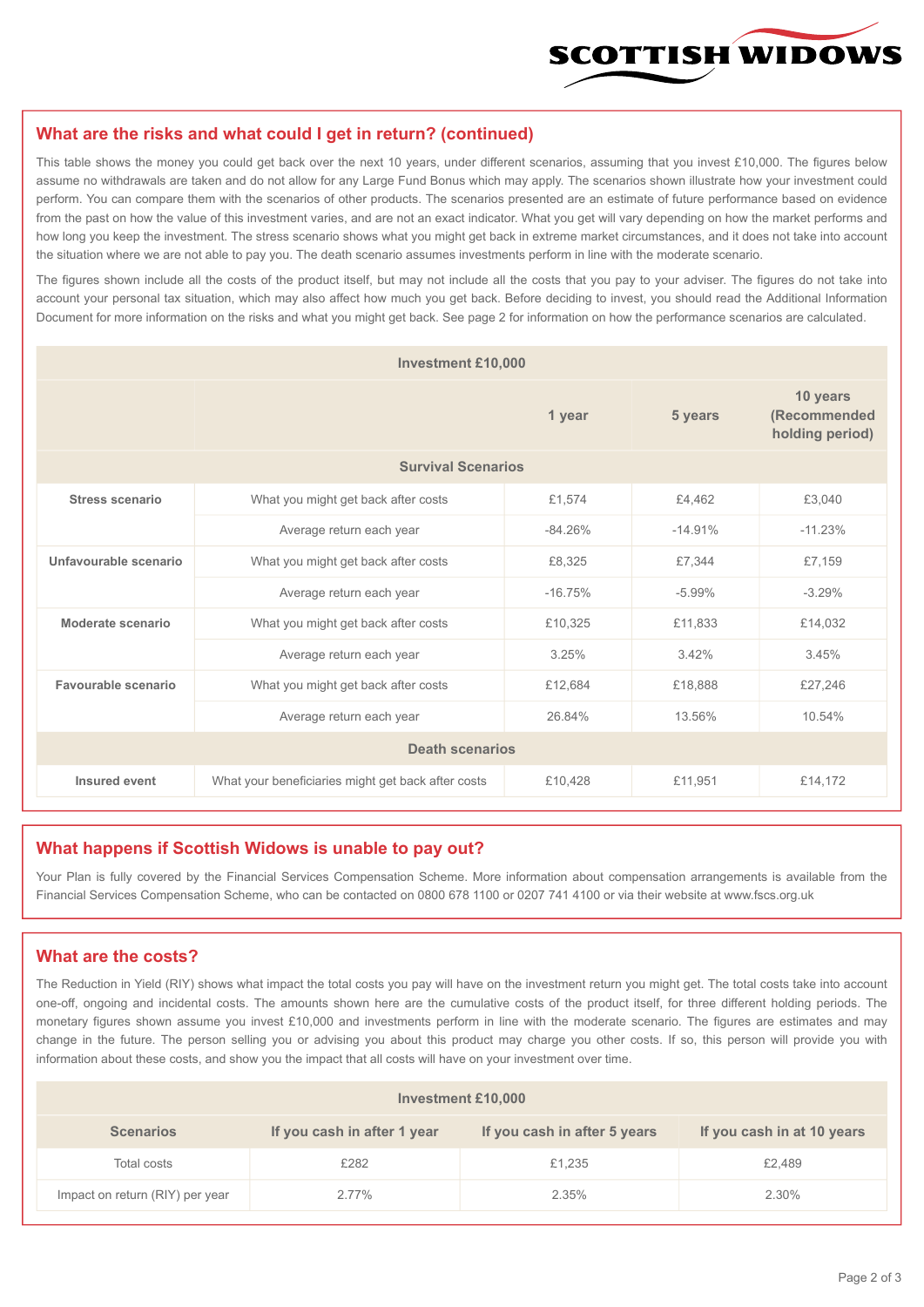## What are the risks and what could I get in return? (continued)

This table shows the money you could get back over the next 10 years, under different scenarios, assuming that you invest £10,000. The figures below assume no withdrawals are taken and do not allow for any Large Fund Bonus which may apply. The scenarios shown illustrate how your investment could perform. You can compare them with the scenarios of other products. The scenarios presented are an estimate of future performance based on evidence from the past on how the value of this investment varies, and are not an exact indicator. What you get will vary depending on how the market performs and how long you keep the investment. The stress scenario shows what you might get back in extreme market circumstances, and it does not take into account the situation where we are not able to pay you. The death scenario assumes investments perform in line with the moderate scenario.

The figures shown include all the costs of the product itself, but may not include all the costs that you pay to your adviser. The figures do not take into account your personal tax situation, which may also affect how much you get back. Before deciding to invest, you should read the Additional Information Document for more information on the risks and what you might get back. See page 2 for information on how the performance scenarios are calculated.

| Investment £10,000 | | | | |
|---|---|---|---|---|
| | | 1 year | 5 years | 10 years (Recommended holding period) |
| **Survival Scenarios** | | | | |
| **Stress scenario** | What you might get back after costs | £1,574 | £4,462 | £3,040 |
| | Average return each year | -84.26% | -14.91% | -11.23% |
| **Unfavourable scenario** | What you might get back after costs | £8,325 | £7,344 | £7,159 |
| | Average return each year | -16.75% | -5.99% | -3.29% |
| **Moderate scenario** | What you might get back after costs | £10,325 | £11,833 | £14,032 |
| | Average return each year | 3.25% | 3.42% | 3.45% |
| **Favourable scenario** | What you might get back after costs | £12,684 | £18,888 | £27,246 |
| | Average return each year | 26.84% | 13.56% | 10.54% |
| **Death scenarios** | | | | |
| **Insured event** | What your beneficiaries might get back after costs | £10,428 | £11,951 | £14,172 |

## What happens if Scottish Widows is unable to pay out?

Your Plan is fully covered by the Financial Services Compensation Scheme. More information about compensation arrangements is available from the Financial Services Compensation Scheme, who can be contacted on 0800 678 1100 or 0207 741 4100 or via their website at www.fscs.org.uk

## What are the costs?

The Reduction in Yield (RIY) shows what impact the total costs you pay will have on the investment return you might get. The total costs take into account one-off, ongoing and incidental costs. The amounts shown here are the cumulative costs of the product itself, for three different holding periods. The monetary figures shown assume you invest £10,000 and investments perform in line with the moderate scenario. The figures are estimates and may change in the future. The person selling you or advising you about this product may charge you other costs. If so, this person will provide you with information about these costs, and show you the impact that all costs will have on your investment over time.

| Investment £10,000 | | | |
|---|---|---|---|
| **Scenarios** | **If you cash in after 1 year** | **If you cash in after 5 years** | **If you cash in at 10 years** |
| Total costs | £282 | £1,235 | £2,489 |
| Impact on return (RIY) per year | 2.77% | 2.35% | 2.30% |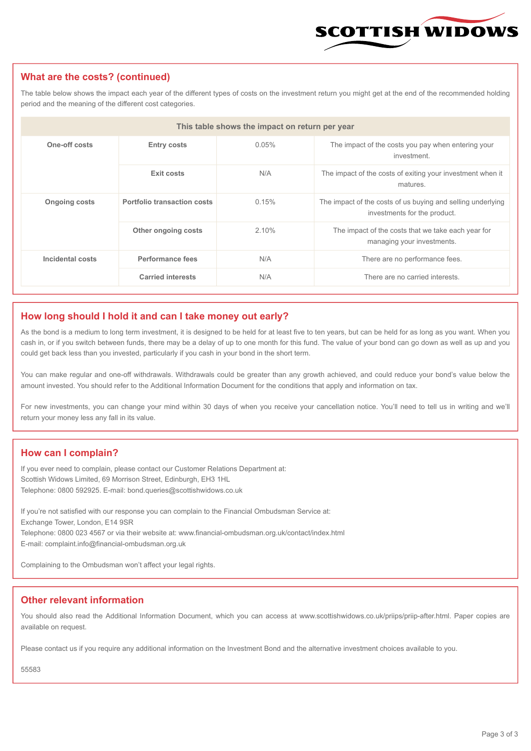## What are the costs? (continued)

The table below shows the impact each year of the different types of costs on the investment return you might get at the end of the recommended holding period and the meaning of the different cost categories.

| This table shows the impact on return per year | | | |
|---|---|---|---|
| **One-off costs** | **Entry costs** | 0.05% | The impact of the costs you pay when entering your investment. |
| | **Exit costs** | N/A | The impact of the costs of exiting your investment when it matures. |
| **Ongoing costs** | **Portfolio transaction costs** | 0.15% | The impact of the costs of us buying and selling underlying investments for the product. |
| | **Other ongoing costs** | 2.10% | The impact of the costs that we take each year for managing your investments. |
| **Incidental costs** | **Performance fees** | N/A | There are no performance fees. |
| | **Carried interests** | N/A | There are no carried interests. |

## How long should I hold it and can I take money out early?

As the bond is a medium to long term investment, it is designed to be held for at least five to ten years, but can be held for as long as you want. When you cash in, or if you switch between funds, there may be a delay of up to one month for this fund. The value of your bond can go down as well as up and you could get back less than you invested, particularly if you cash in your bond in the short term.

You can make regular and one-off withdrawals. Withdrawals could be greater than any growth achieved, and could reduce your bond's value below the amount invested. You should refer to the Additional Information Document for the conditions that apply and information on tax.

For new investments, you can change your mind within 30 days of when you receive your cancellation notice. You'll need to tell us in writing and we'll return your money less any fall in its value.

## How can I complain?

If you ever need to complain, please contact our Customer Relations Department at:
Scottish Widows Limited, 69 Morrison Street, Edinburgh, EH3 1HL
Telephone: 0800 592925. E-mail: bond.queries@scottishwidows.co.uk

If you're not satisfied with our response you can complain to the Financial Ombudsman Service at:
Exchange Tower, London, E14 9SR
Telephone: 0800 023 4567 or via their website at: www.financial-ombudsman.org.uk/contact/index.html
E-mail: complaint.info@financial-ombudsman.org.uk

Complaining to the Ombudsman won't affect your legal rights.

## Other relevant information

You should also read the Additional Information Document, which you can access at www.scottishwidows.co.uk/priips/priip-after.html. Paper copies are available on request.

Please contact us if you require any additional information on the Investment Bond and the alternative investment choices available to you.

55583